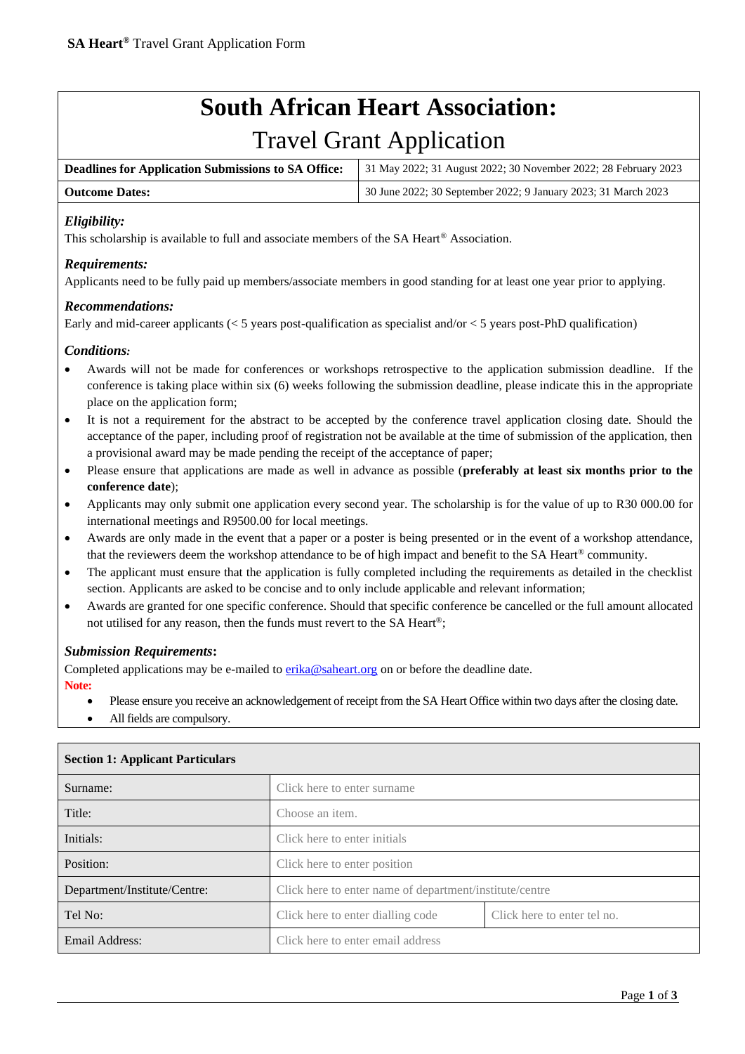# South African Heart Association:

## Travel Grant Application

| **Deadlines for Application Submissions to SA Office:** | 31 May 2022; 31 August 2022; 30 November 2022; 28 February 2023 |
|---|---|
| **Outcome Dates:** | 30 June 2022; 30 September 2022; 9 January 2023; 31 March 2023 |

### *Eligibility:*

This scholarship is available to full and associate members of the SA Heart® Association.

### *Requirements:*

Applicants need to be fully paid up members/associate members in good standing for at least one year prior to applying.

### *Recommendations:*

Early and mid-career applicants (< 5 years post-qualification as specialist and/or < 5 years post-PhD qualification)

### *Conditions:*

- Awards will not be made for conferences or workshops retrospective to the application submission deadline. If the conference is taking place within six (6) weeks following the submission deadline, please indicate this in the appropriate place on the application form;
- It is not a requirement for the abstract to be accepted by the conference travel application closing date. Should the acceptance of the paper, including proof of registration not be available at the time of submission of the application, then a provisional award may be made pending the receipt of the acceptance of paper;
- Please ensure that applications are made as well in advance as possible (**preferably at least six months prior to the conference date**);
- Applicants may only submit one application every second year. The scholarship is for the value of up to R30 000.00 for international meetings and R9500.00 for local meetings.
- Awards are only made in the event that a paper or a poster is being presented or in the event of a workshop attendance, that the reviewers deem the workshop attendance to be of high impact and benefit to the SA Heart® community.
- The applicant must ensure that the application is fully completed including the requirements as detailed in the checklist section. Applicants are asked to be concise and to only include applicable and relevant information;
- Awards are granted for one specific conference. Should that specific conference be cancelled or the full amount allocated not utilised for any reason, then the funds must revert to the SA Heart®;

### *Submission Requirements*:

Completed applications may be e-mailed to erika@saheart.org on or before the deadline date.

**Note:**

- Please ensure you receive an acknowledgement of receipt from the SA Heart Office within two days after the closing date.
- All fields are compulsory.

| **Section 1: Applicant Particulars** | | |
|---|---|---|
| Surname: | Click here to enter surname | |
| Title: | Choose an item. | |
| Initials: | Click here to enter initials | |
| Position: | Click here to enter position | |
| Department/Institute/Centre: | Click here to enter name of department/institute/centre | |
| Tel No: | Click here to enter dialling code | Click here to enter tel no. |
| Email Address: | Click here to enter email address | |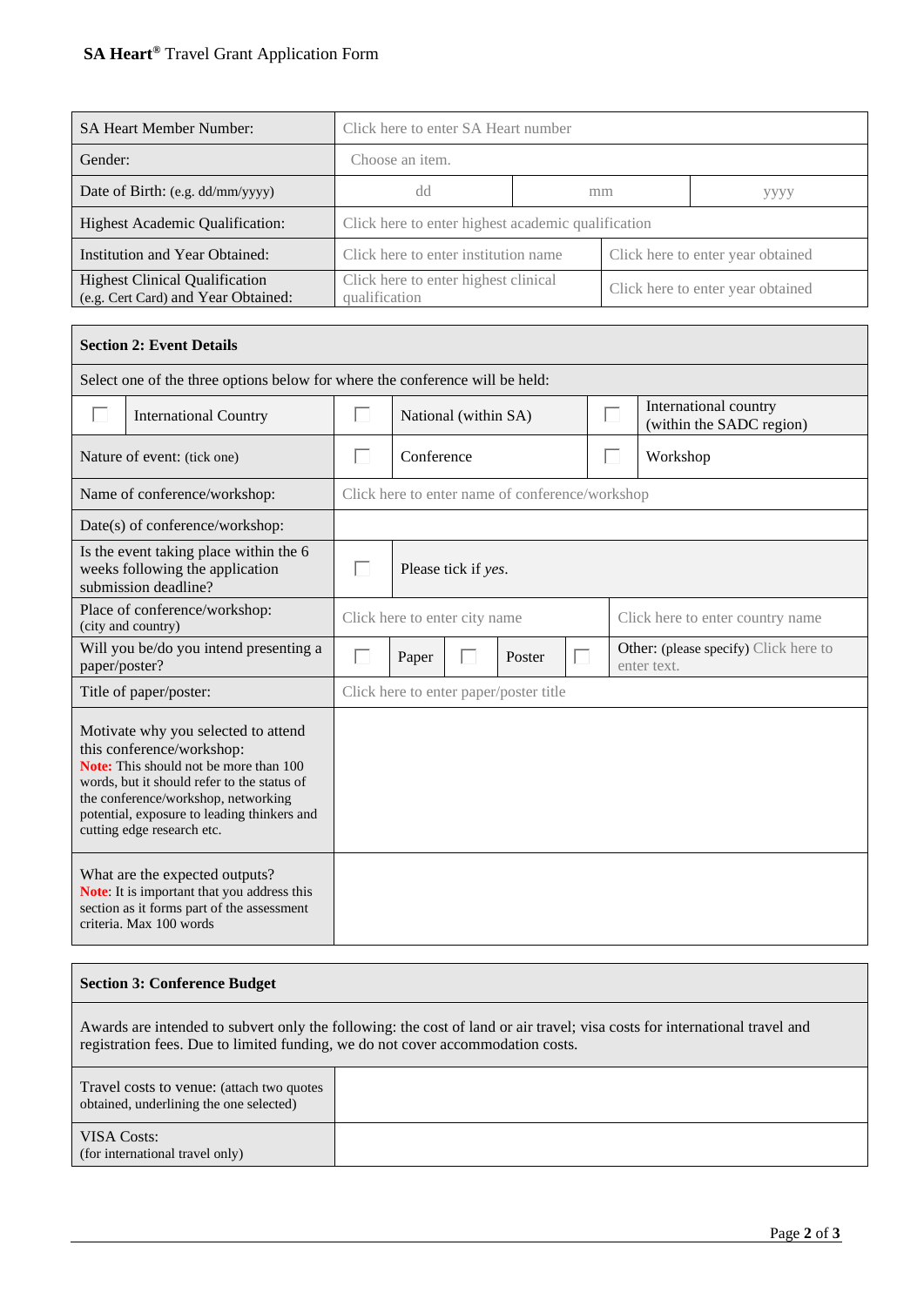SA Heart® Travel Grant Application Form

| | | | |
|---|---|---|---|
| SA Heart Member Number: | Click here to enter SA Heart number | | |
| Gender: | Choose an item. | | |
| Date of Birth: (e.g. dd/mm/yyyy) | dd | mm | yyyy |
| Highest Academic Qualification: | Click here to enter highest academic qualification | | |
| Institution and Year Obtained: | Click here to enter institution name | Click here to enter year obtained | |
| Highest Clinical Qualification (e.g. Cert Card) and Year Obtained: | Click here to enter highest clinical qualification | Click here to enter year obtained | |

| **Section 2: Event Details** | | | | | |
|---|---|---|---|---|---|
| Select one of the three options below for where the conference will be held: | | | | | |
| ☐ International Country | | ☐ National (within SA) | | ☐ International country (within the SADC region) | |
| Nature of event: (tick one) | ☐ Conference | | ☐ Workshop | | |
| Name of conference/workshop: | Click here to enter name of conference/workshop | | | | |
| Date(s) of conference/workshop: | | | | | |
| Is the event taking place within the 6 weeks following the application submission deadline? | ☐ Please tick if *yes*. | | | | |
| Place of conference/workshop: (city and country) | Click here to enter city name | | Click here to enter country name | | |
| Will you be/do you intend presenting a paper/poster? | ☐ Paper | ☐ Poster | ☐ Other: (please specify) Click here to enter text. | | |
| Title of paper/poster: | Click here to enter paper/poster title | | | | |
| Motivate why you selected to attend this conference/workshop: **Note:** This should not be more than 100 words, but it should refer to the status of the conference/workshop, networking potential, exposure to leading thinkers and cutting edge research etc. | | | | | |
| What are the expected outputs? **Note**: It is important that you address this section as it forms part of the assessment criteria. Max 100 words | | | | | |

| **Section 3: Conference Budget** | |
|---|---|
| Awards are intended to subvert only the following: the cost of land or air travel; visa costs for international travel and registration fees. Due to limited funding, we do not cover accommodation costs. | |
| Travel costs to venue: (attach two quotes obtained, underlining the one selected) | |
| VISA Costs: (for international travel only) | |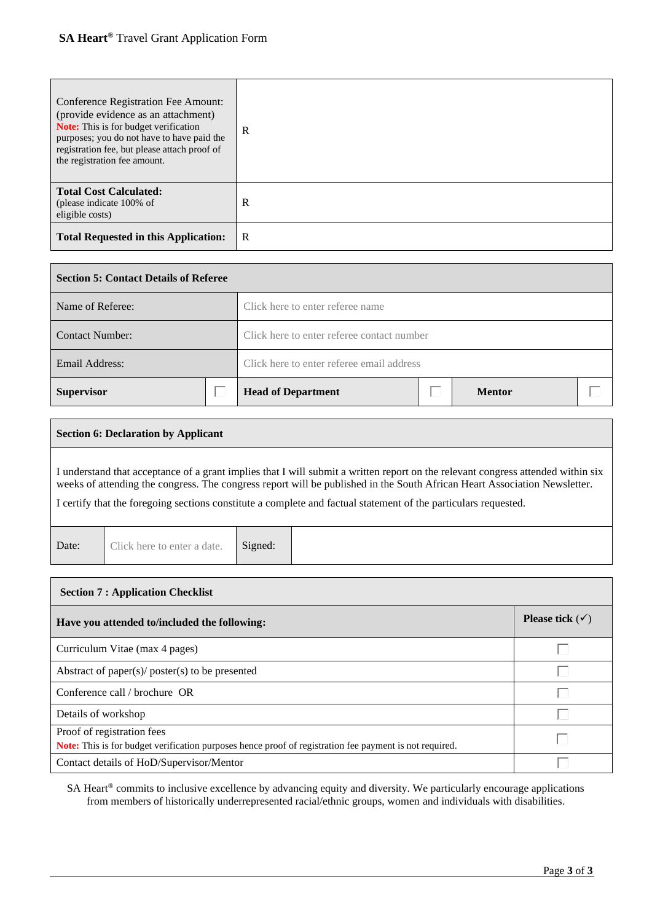| | |
|---|---|
| Conference Registration Fee Amount: (provide evidence as an attachment) **Note:** This is for budget verification purposes; you do not have to have paid the registration fee, but please attach proof of the registration fee amount. | R |
| **Total Cost Calculated:** (please indicate 100% of eligible costs) | R |
| **Total Requested in this Application:** | R |

| **Section 5: Contact Details of Referee** | | | | | |
|---|---|---|---|---|---|
| Name of Referee: | | Click here to enter referee name | | | |
| Contact Number: | | Click here to enter referee contact number | | | |
| Email Address: | | Click here to enter referee email address | | | |
| **Supervisor** | ☐ | **Head of Department** | ☐ | **Mentor** | ☐ |

| **Section 6: Declaration by Applicant** | | | |
|---|---|---|---|
| I understand that acceptance of a grant implies that I will submit a written report on the relevant congress attended within six weeks of attending the congress. The congress report will be published in the South African Heart Association Newsletter. I certify that the foregoing sections constitute a complete and factual statement of the particulars requested. | | | |
| Date: | Click here to enter a date. | Signed: | |

| **Section 7 : Application Checklist** | |
|---|---|
| **Have you attended to/included the following:** | **Please tick (✓)** |
| Curriculum Vitae (max 4 pages) | ☐ |
| Abstract of paper(s)/ poster(s) to be presented | ☐ |
| Conference call / brochure OR | ☐ |
| Details of workshop | ☐ |
| Proof of registration fees **Note:** This is for budget verification purposes hence proof of registration fee payment is not required. | ☐ |
| Contact details of HoD/Supervisor/Mentor | ☐ |

SA Heart® commits to inclusive excellence by advancing equity and diversity. We particularly encourage applications from members of historically underrepresented racial/ethnic groups, women and individuals with disabilities.